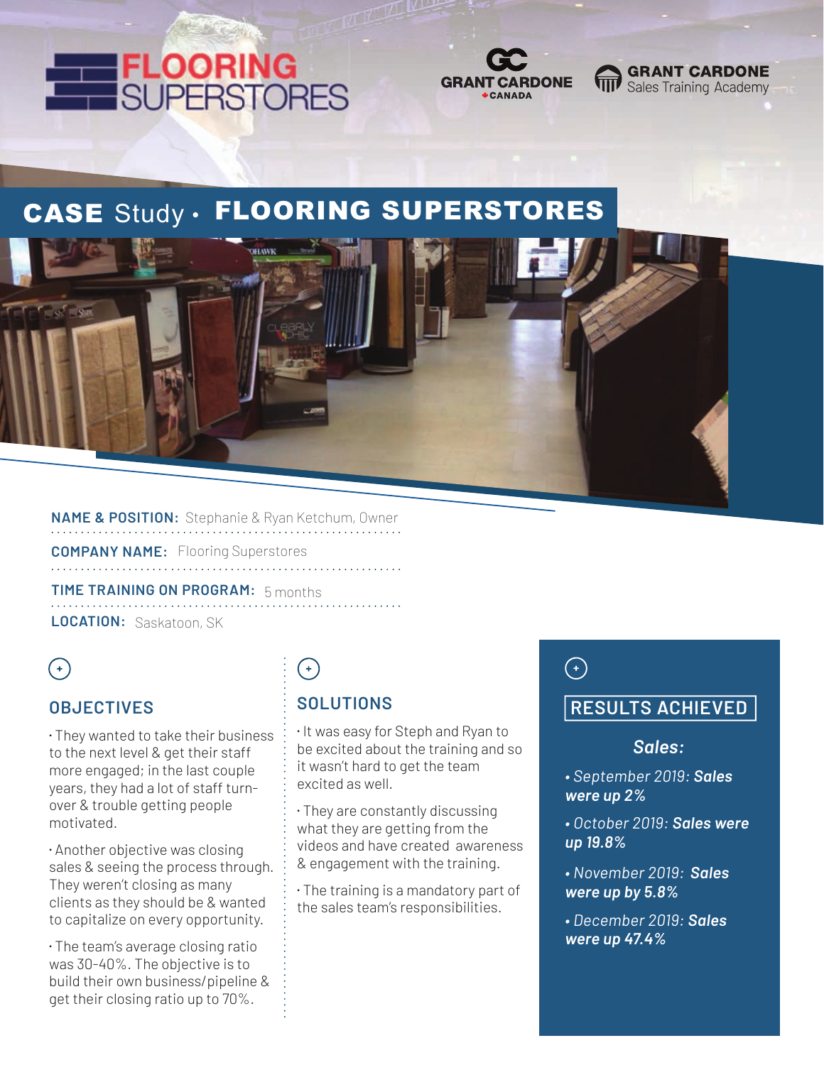FLOORING SUPERSTORES

GRANT CARDONE CANADA

GRANT CARDONE Sales Training Academy

# CASE Study • FLOORING SUPERSTORES

**NAME & POSITION:** Stephanie & Ryan Ketchum, Owner

**COMPANY NAME:** Flooring Superstores

**TIME TRAINING ON PROGRAM:** 5 months

**LOCATION:** Saskatoon, SK

## OBJECTIVES

- They wanted to take their business to the next level & get their staff more engaged; in the last couple years, they had a lot of staff turn-over & trouble getting people motivated.
- Another objective was closing sales & seeing the process through. They weren't closing as many clients as they should be & wanted to capitalize on every opportunity.
- The team's average closing ratio was 30-40%. The objective is to build their own business/pipeline & get their closing ratio up to 70%.

## SOLUTIONS

- It was easy for Steph and Ryan to be excited about the training and so it wasn't hard to get the team excited as well.
- They are constantly discussing what they are getting from the videos and have created awareness & engagement with the training.
- The training is a mandatory part of the sales team's responsibilities.

## RESULTS ACHIEVED

### *Sales:*

- *September 2019:* ***Sales were up 2%***
- *October 2019:* ***Sales were up 19.8%***
- *November 2019:* ***Sales were up by 5.8%***
- *December 2019:* ***Sales were up 47.4%***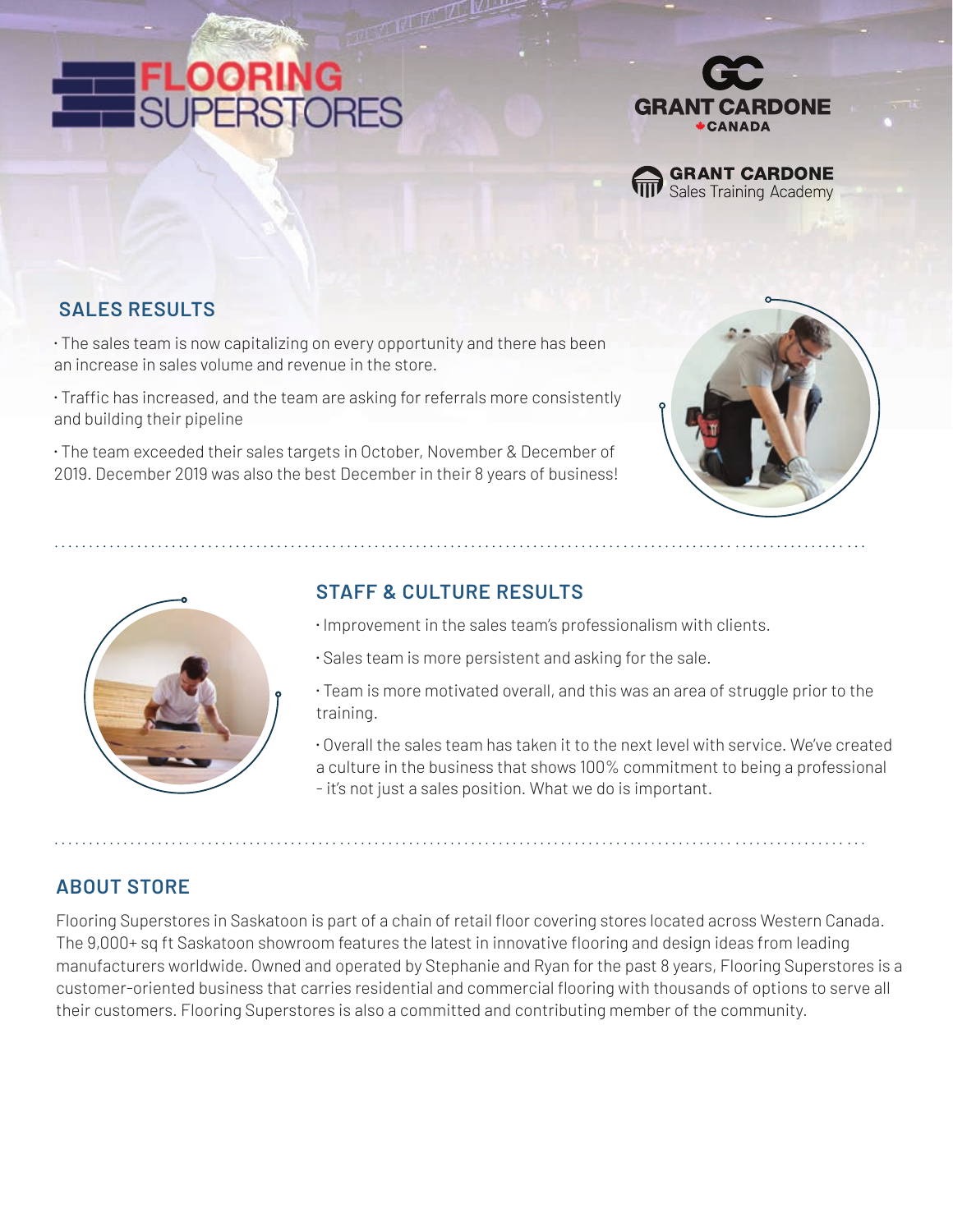FLOORING SUPERSTORES

GRANT CARDONE CANADA

GRANT CARDONE Sales Training Academy

## SALES RESULTS

- The sales team is now capitalizing on every opportunity and there has been an increase in sales volume and revenue in the store.
- Traffic has increased, and the team are asking for referrals more consistently and building their pipeline
- The team exceeded their sales targets in October, November & December of 2019. December 2019 was also the best December in their 8 years of business!

## STAFF & CULTURE RESULTS

- Improvement in the sales team's professionalism with clients.
- Sales team is more persistent and asking for the sale.
- Team is more motivated overall, and this was an area of struggle prior to the training.
- Overall the sales team has taken it to the next level with service. We've created a culture in the business that shows 100% commitment to being a professional - it's not just a sales position. What we do is important.

## ABOUT STORE

Flooring Superstores in Saskatoon is part of a chain of retail floor covering stores located across Western Canada. The 9,000+ sq ft Saskatoon showroom features the latest in innovative flooring and design ideas from leading manufacturers worldwide. Owned and operated by Stephanie and Ryan for the past 8 years, Flooring Superstores is a customer-oriented business that carries residential and commercial flooring with thousands of options to serve all their customers. Flooring Superstores is also a committed and contributing member of the community.